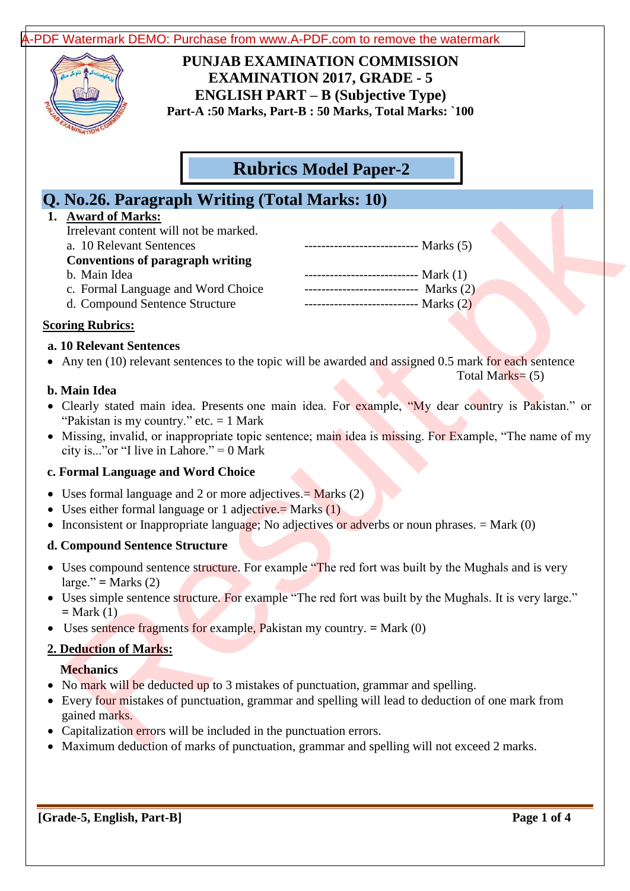# PUNJAB EXAMINATION COMMISSION
# EXAMINATION 2017, GRADE - 5
# ENGLISH PART – B (Subjective Type)

**Part-A :50 Marks, Part-B : 50 Marks, Total Marks: `100**

## Rubrics Model Paper-2

## Q. No.26. Paragraph Writing (Total Marks: 10)

1. **Award of Marks:**

   Irrelevant content will not be marked.

   a. 10 Relevant Sentences --------------------------- Marks (5)

   **Conventions of paragraph writing**

   b. Main Idea --------------------------- Mark (1)

   c. Formal Language and Word Choice --------------------------- Marks (2)

   d. Compound Sentence Structure --------------------------- Marks (2)

**Scoring Rubrics:**

**a. 10 Relevant Sentences**

- Any ten (10) relevant sentences to the topic will be awarded and assigned 0.5 mark for each sentence
  Total Marks= (5)

**b. Main Idea**

- Clearly stated main idea. Presents one main idea. For example, "My dear country is Pakistan." or "Pakistan is my country." etc. = 1 Mark
- Missing, invalid, or inappropriate topic sentence; main idea is missing. For Example, "The name of my city is..."or "I live in Lahore." = 0 Mark

**c. Formal Language and Word Choice**

- Uses formal language and 2 or more adjectives.= Marks (2)
- Uses either formal language or 1 adjective.= Marks (1)
- Inconsistent or Inappropriate language; No adjectives or adverbs or noun phrases. = Mark (0)

**d. Compound Sentence Structure**

- Uses compound sentence structure. For example "The red fort was built by the Mughals and is very large." = Marks (2)
- Uses simple sentence structure. For example "The red fort was built by the Mughals. It is very large." = Mark (1)
- Uses sentence fragments for example, Pakistan my country. = Mark (0)

**2. Deduction of Marks:**

**Mechanics**

- No mark will be deducted up to 3 mistakes of punctuation, grammar and spelling.
- Every four mistakes of punctuation, grammar and spelling will lead to deduction of one mark from gained marks.
- Capitalization errors will be included in the punctuation errors.
- Maximum deduction of marks of punctuation, grammar and spelling will not exceed 2 marks.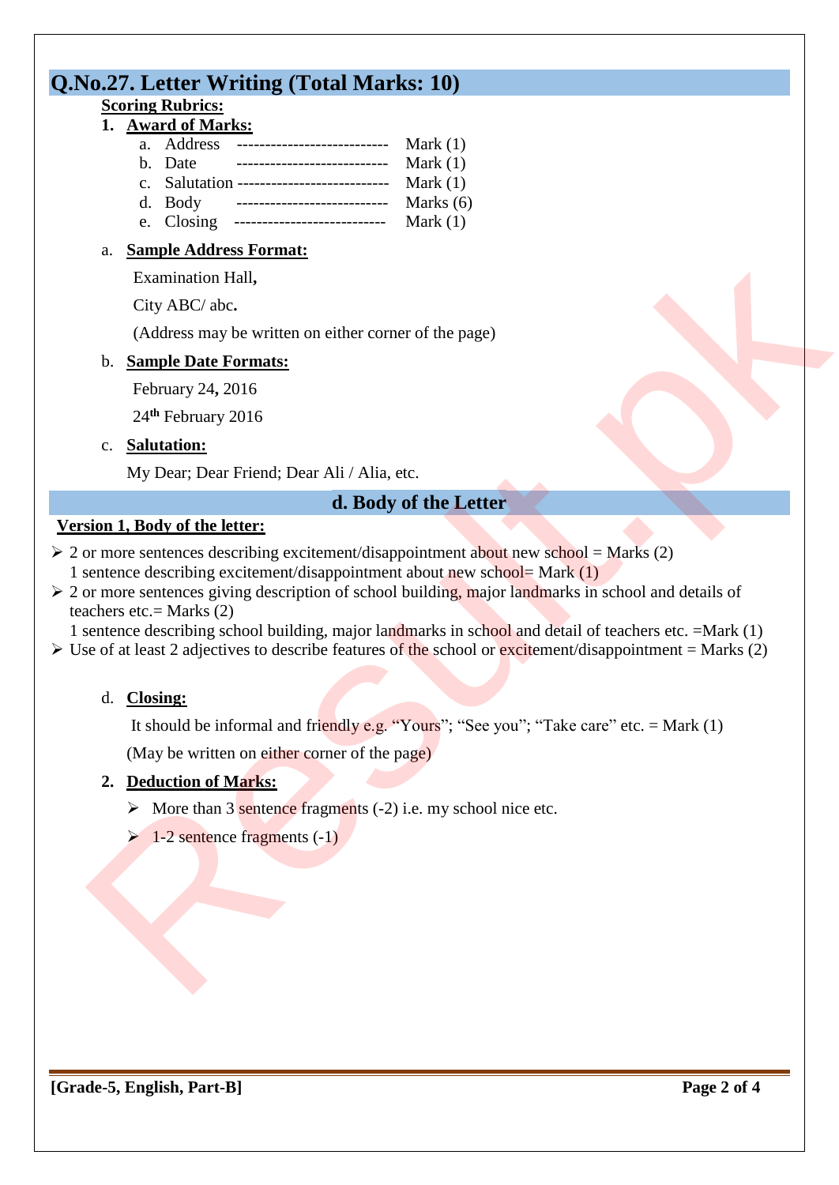## Q.No.27. Letter Writing (Total Marks: 10)

**Scoring Rubrics:**

**1. Award of Marks:**

a. Address --------------------------- Mark (1)
b. Date --------------------------- Mark (1)
c. Salutation --------------------------- Mark (1)
d. Body --------------------------- Marks (6)
e. Closing --------------------------- Mark (1)

a. **Sample Address Format:**

Examination Hall**,**

City ABC/ abc**.**

(Address may be written on either corner of the page)

b. **Sample Date Formats:**

February 24**,** 2016

24th February 2016

c. **Salutation:**

My Dear; Dear Friend; Dear Ali / Alia, etc.

### d. Body of the Letter

**Version 1, Body of the letter:**

- 2 or more sentences describing excitement/disappointment about new school = Marks (2)
  1 sentence describing excitement/disappointment about new school= Mark (1)
- 2 or more sentences giving description of school building, major landmarks in school and details of teachers etc.= Marks (2)
  1 sentence describing school building, major landmarks in school and detail of teachers etc. =Mark (1)
- Use of at least 2 adjectives to describe features of the school or excitement/disappointment = Marks (2)

d. **Closing:**

It should be informal and friendly e.g. "Yours"; "See you"; "Take care" etc. = Mark (1)

(May be written on either corner of the page)

**2. Deduction of Marks:**

- More than 3 sentence fragments (-2) i.e. my school nice etc.
- 1-2 sentence fragments (-1)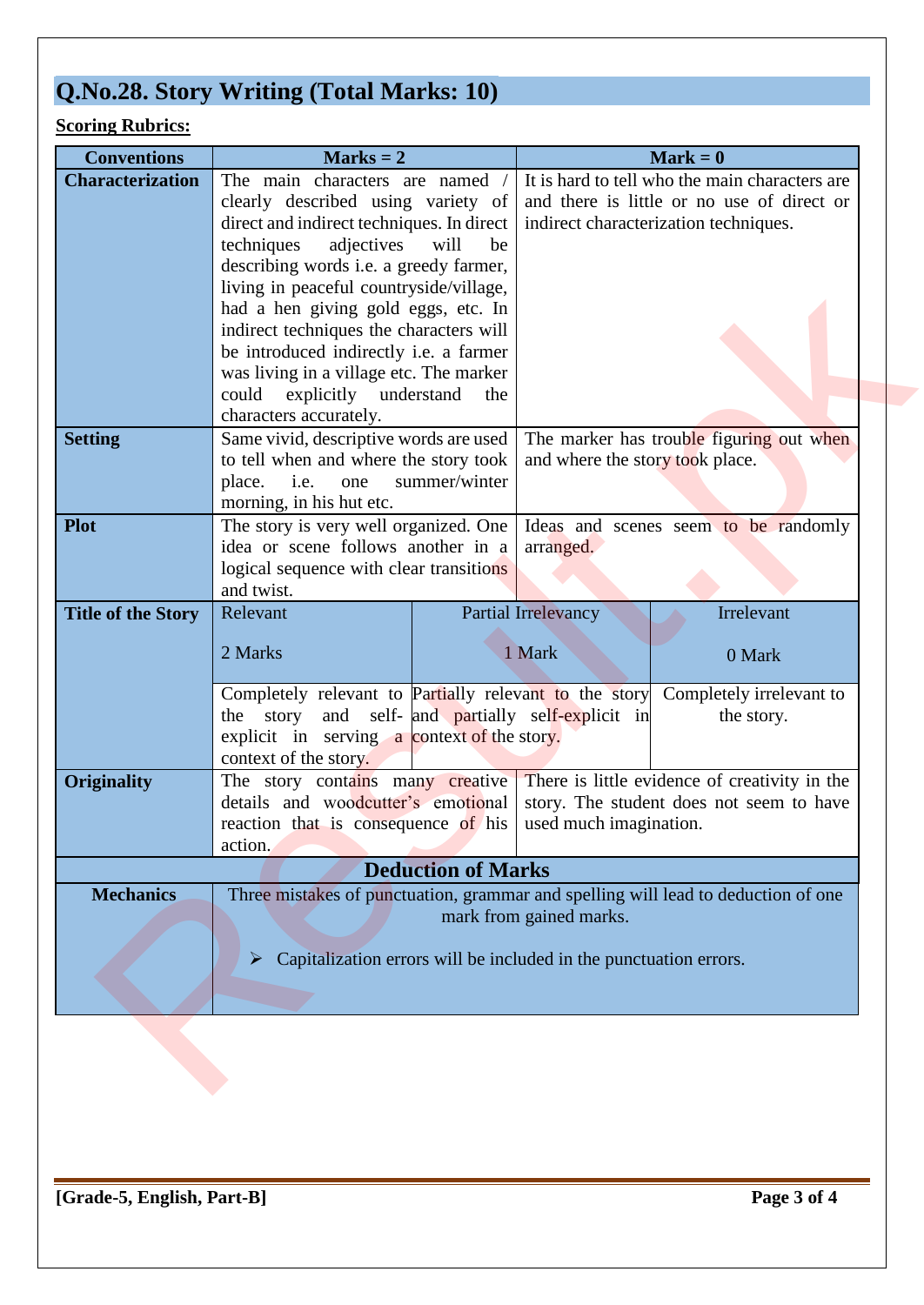# Q.No.28. Story Writing (Total Marks: 10)

**Scoring Rubrics:**

| Conventions | Marks = 2 | | Mark = 0 |
|---|---|---|---|
| **Characterization** | The main characters are named / clearly described using variety of direct and indirect techniques. In direct techniques adjectives will be describing words i.e. a greedy farmer, living in peaceful countryside/village, had a hen giving gold eggs, etc. In indirect techniques the characters will be introduced indirectly i.e. a farmer was living in a village etc. The marker could explicitly understand the characters accurately. | | It is hard to tell who the main characters are and there is little or no use of direct or indirect characterization techniques. |
| **Setting** | Same vivid, descriptive words are used to tell when and where the story took place. i.e. one summer/winter morning, in his hut etc. | | The marker has trouble figuring out when and where the story took place. |
| **Plot** | The story is very well organized. One idea or scene follows another in a logical sequence with clear transitions and twist. | | Ideas and scenes seem to be randomly arranged. |
| **Title of the Story** | Relevant<br><br>2 Marks | Partial Irrelevancy<br><br>1 Mark | Irrelevant<br><br>0 Mark |
| | Completely relevant to the story and self-explicit in serving a context of the story. | Partially relevant to the story and partially self-explicit in context of the story. | Completely irrelevant to the story. |
| **Originality** | The story contains many creative details and woodcutter's emotional reaction that is consequence of his action. | | There is little evidence of creativity in the story. The student does not seem to have used much imagination. |
| **Deduction of Marks** | | | |
| **Mechanics** | Three mistakes of punctuation, grammar and spelling will lead to deduction of one mark from gained marks.<br><br>➢ Capitalization errors will be included in the punctuation errors. | | |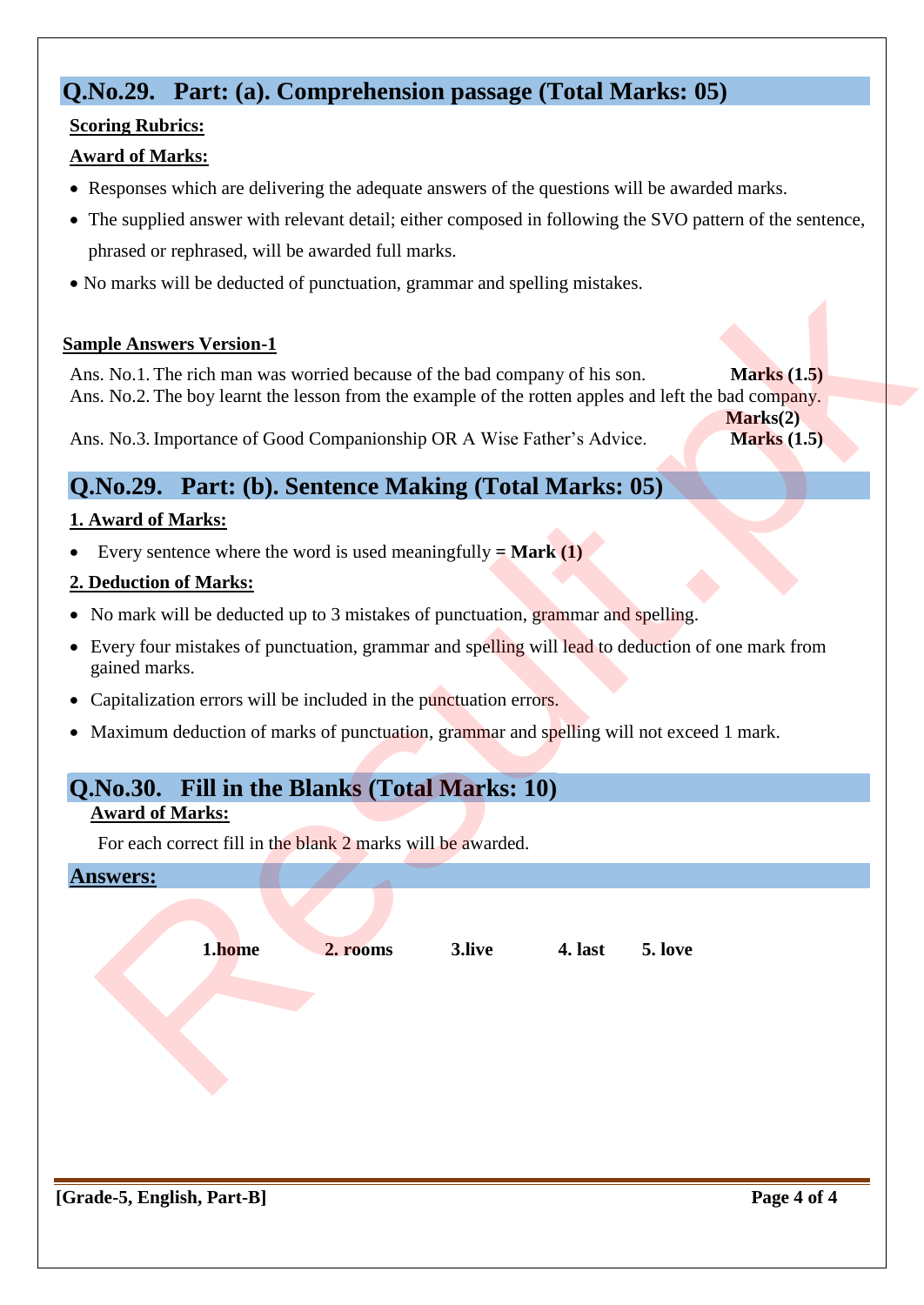## Q.No.29. Part: (a). Comprehension passage (Total Marks: 05)

**Scoring Rubrics:**

**Award of Marks:**

- Responses which are delivering the adequate answers of the questions will be awarded marks.
- The supplied answer with relevant detail; either composed in following the SVO pattern of the sentence, phrased or rephrased, will be awarded full marks.
- No marks will be deducted of punctuation, grammar and spelling mistakes.

**Sample Answers Version-1**

Ans. No.1. The rich man was worried because of the bad company of his son. **Marks (1.5)**

Ans. No.2. The boy learnt the lesson from the example of the rotten apples and left the bad company. **Marks(2)**

Ans. No.3. Importance of Good Companionship OR A Wise Father's Advice. **Marks (1.5)**

## Q.No.29. Part: (b). Sentence Making (Total Marks: 05)

**1. Award of Marks:**

- Every sentence where the word is used meaningfully **= Mark (1)**

**2. Deduction of Marks:**

- No mark will be deducted up to 3 mistakes of punctuation, grammar and spelling.
- Every four mistakes of punctuation, grammar and spelling will lead to deduction of one mark from gained marks.
- Capitalization errors will be included in the punctuation errors.
- Maximum deduction of marks of punctuation, grammar and spelling will not exceed 1 mark.

## Q.No.30. Fill in the Blanks (Total Marks: 10)

**Award of Marks:**

For each correct fill in the blank 2 marks will be awarded.

**Answers:**

**1.home** **2. rooms** **3.live** **4. last** **5. love**